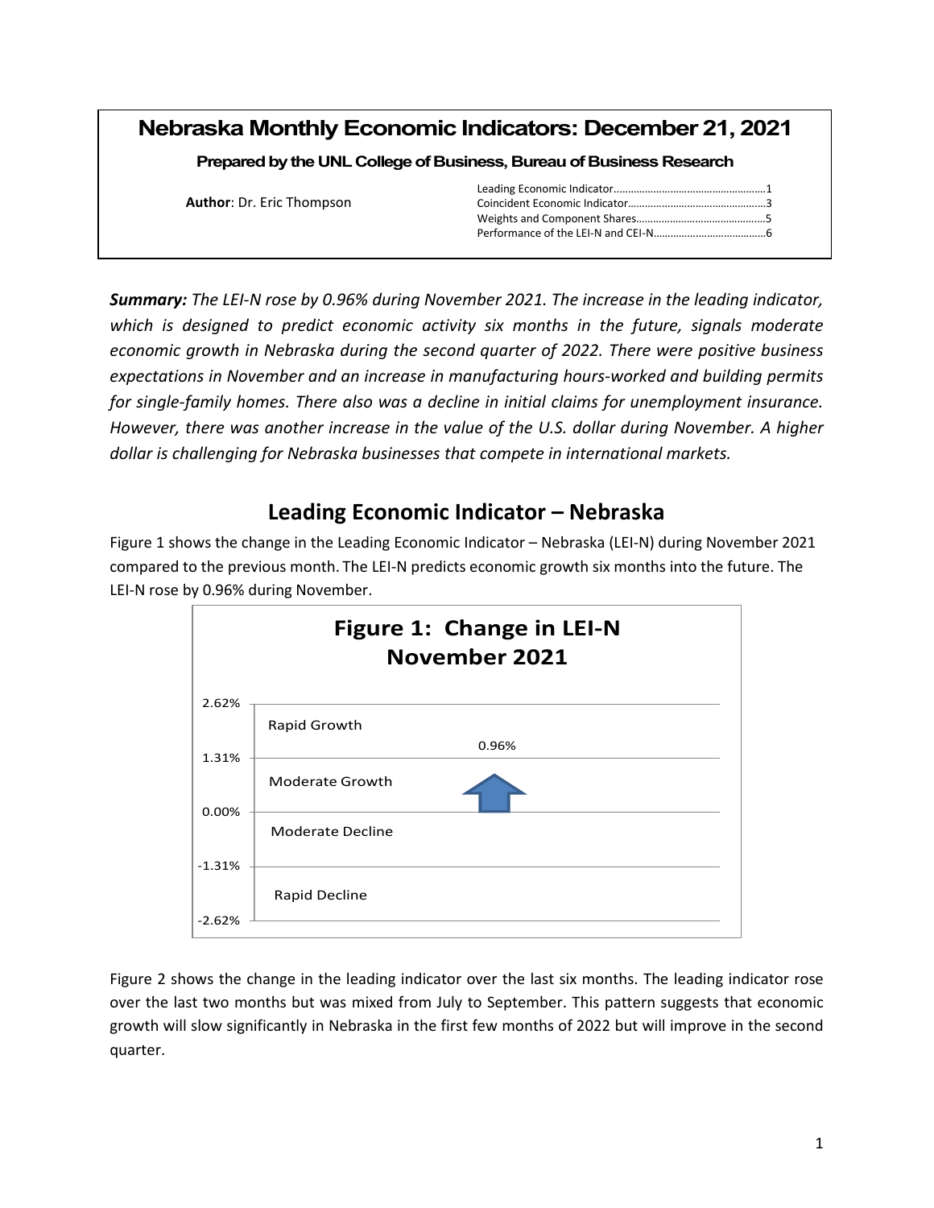# Nebraska Monthly Economic Indicators: December 21, 2021

**Prepared by the UNL College of Business, Bureau of Business Research**

**Author**: Dr. Eric Thompson

Leading Economic Indicator......................................................1
Coincident Economic Indicator.................................................3
Weights and Component Shares..............................................5
Performance of the LEI-N and CEI-N........................................6

***Summary:*** *The LEI-N rose by 0.96% during November 2021. The increase in the leading indicator, which is designed to predict economic activity six months in the future, signals moderate economic growth in Nebraska during the second quarter of 2022. There were positive business expectations in November and an increase in manufacturing hours-worked and building permits for single-family homes. There also was a decline in initial claims for unemployment insurance. However, there was another increase in the value of the U.S. dollar during November. A higher dollar is challenging for Nebraska businesses that compete in international markets.*

## Leading Economic Indicator – Nebraska

Figure 1 shows the change in the Leading Economic Indicator – Nebraska (LEI-N) during November 2021 compared to the previous month. The LEI-N predicts economic growth six months into the future. The LEI-N rose by 0.96% during November.

**Figure 1: Change in LEI-N November 2021**

| Range | Category |
| --- | --- |
| 1.31% to 2.62% | Rapid Growth |
| 0.00% to 1.31% | Moderate Growth (0.96% ↑) |
| -1.31% to 0.00% | Moderate Decline |
| -2.62% to -1.31% | Rapid Decline |

Figure 2 shows the change in the leading indicator over the last six months. The leading indicator rose over the last two months but was mixed from July to September. This pattern suggests that economic growth will slow significantly in Nebraska in the first few months of 2022 but will improve in the second quarter.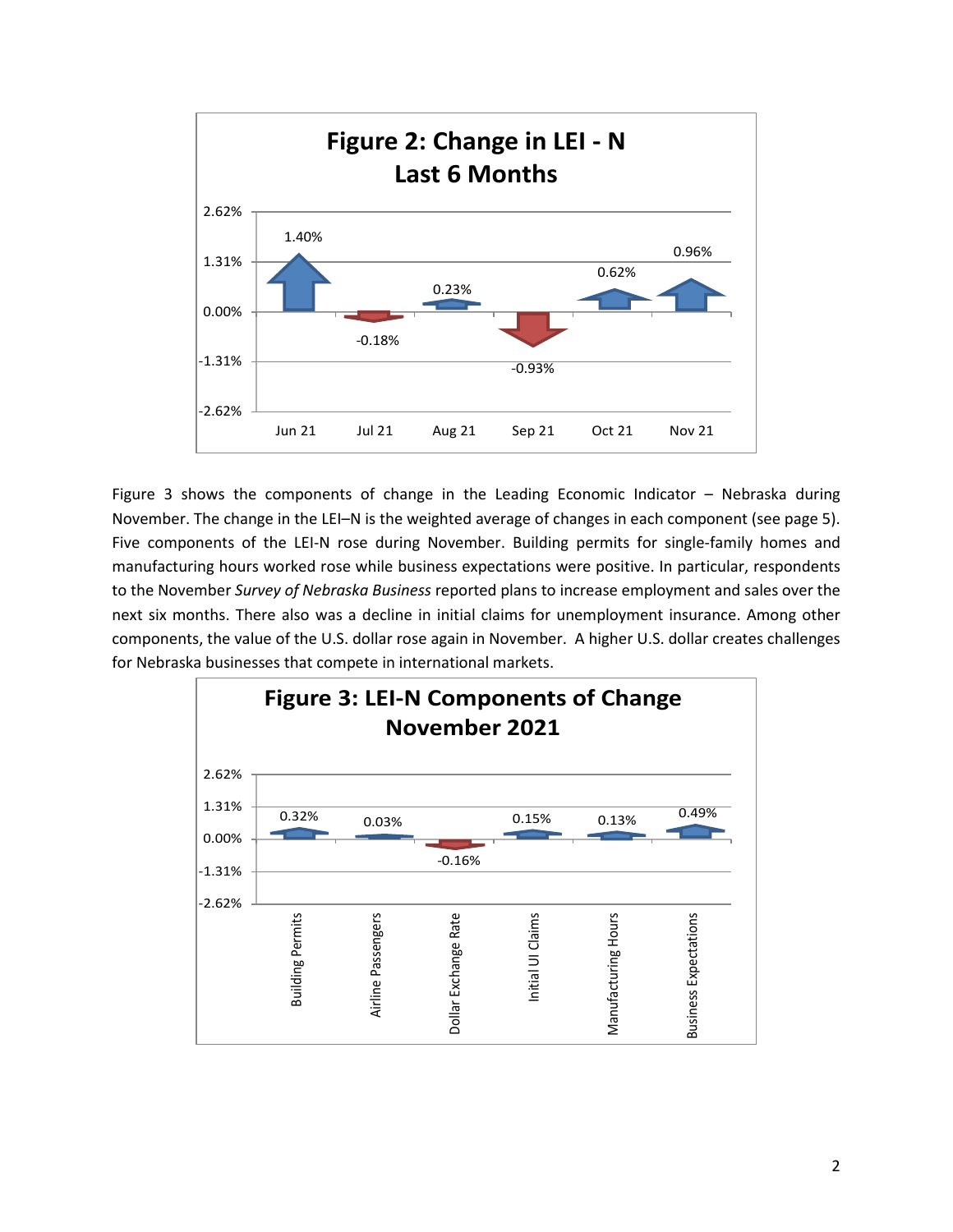**Figure 2: Change in LEI - N**
**Last 6 Months**

| Month | Change |
|---|---|
| Jun 21 | 1.40% |
| Jul 21 | -0.18% |
| Aug 21 | 0.23% |
| Sep 21 | -0.93% |
| Oct 21 | 0.62% |
| Nov 21 | 0.96% |

Figure 3 shows the components of change in the Leading Economic Indicator – Nebraska during November. The change in the LEI–N is the weighted average of changes in each component (see page 5). Five components of the LEI-N rose during November. Building permits for single-family homes and manufacturing hours worked rose while business expectations were positive. In particular, respondents to the November *Survey of Nebraska Business* reported plans to increase employment and sales over the next six months. There also was a decline in initial claims for unemployment insurance. Among other components, the value of the U.S. dollar rose again in November. A higher U.S. dollar creates challenges for Nebraska businesses that compete in international markets.

**Figure 3: LEI-N Components of Change**
**November 2021**

| Component | Change |
|---|---|
| Building Permits | 0.32% |
| Airline Passengers | 0.03% |
| Dollar Exchange Rate | -0.16% |
| Initial UI Claims | 0.15% |
| Manufacturing Hours | 0.13% |
| Business Expectations | 0.49% |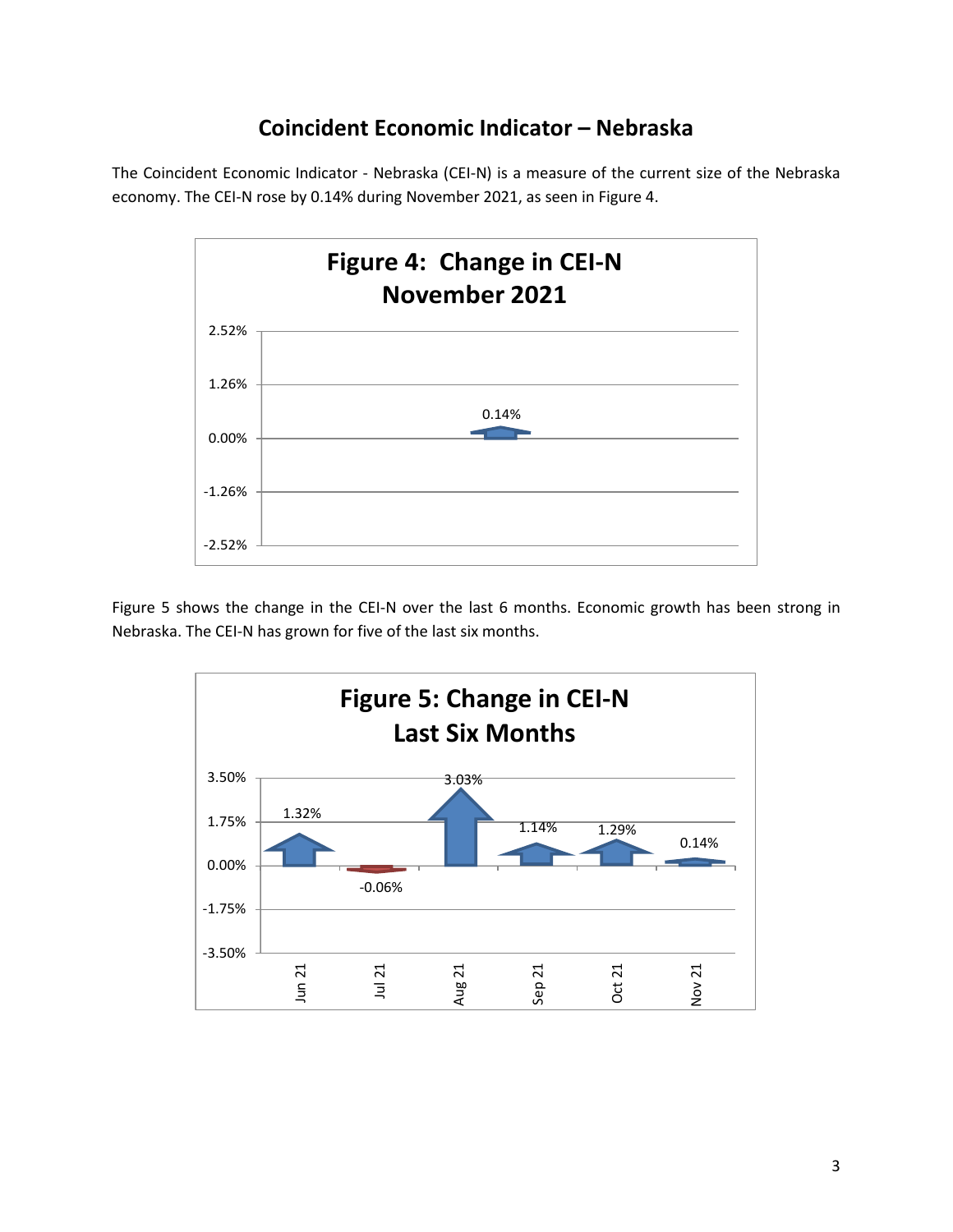## Coincident Economic Indicator – Nebraska

The Coincident Economic Indicator - Nebraska (CEI-N) is a measure of the current size of the Nebraska economy. The CEI-N rose by 0.14% during November 2021, as seen in Figure 4.

**Figure 4: Change in CEI-N November 2021**

| Month | Change |
|---|---|
| Nov 21 | 0.14% |

Figure 5 shows the change in the CEI-N over the last 6 months. Economic growth has been strong in Nebraska. The CEI-N has grown for five of the last six months.

**Figure 5: Change in CEI-N Last Six Months**

| Month | Change |
|---|---|
| Jun 21 | 1.32% |
| Jul 21 | -0.06% |
| Aug 21 | 3.03% |
| Sep 21 | 1.14% |
| Oct 21 | 1.29% |
| Nov 21 | 0.14% |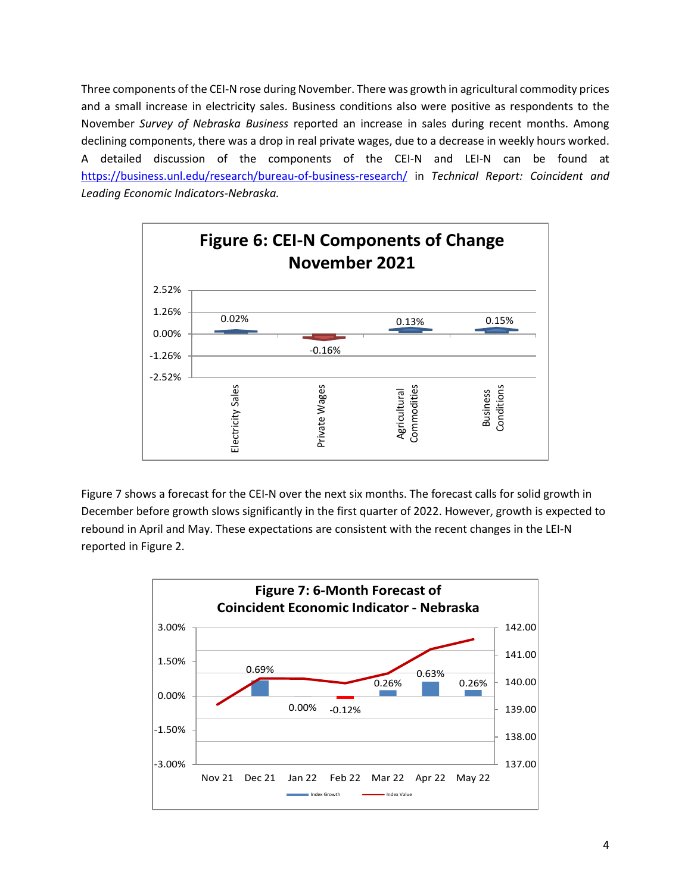Three components of the CEI-N rose during November. There was growth in agricultural commodity prices and a small increase in electricity sales. Business conditions also were positive as respondents to the November *Survey of Nebraska Business* reported an increase in sales during recent months. Among declining components, there was a drop in real private wages, due to a decrease in weekly hours worked. A detailed discussion of the components of the CEI-N and LEI-N can be found at https://business.unl.edu/research/bureau-of-business-research/ in *Technical Report: Coincident and Leading Economic Indicators-Nebraska.*

**Figure 6: CEI-N Components of Change November 2021**

| Component | Change |
|---|---|
| Electricity Sales | 0.02% |
| Private Wages | -0.16% |
| Agricultural Commodities | 0.13% |
| Business Conditions | 0.15% |

Figure 7 shows a forecast for the CEI-N over the next six months. The forecast calls for solid growth in December before growth slows significantly in the first quarter of 2022. However, growth is expected to rebound in April and May. These expectations are consistent with the recent changes in the LEI-N reported in Figure 2.

**Figure 7: 6-Month Forecast of Coincident Economic Indicator - Nebraska**

| Month | Index Growth |
|---|---|
| Nov 21 | |
| Dec 21 | 0.69% |
| Jan 22 | 0.00% |
| Feb 22 | -0.12% |
| Mar 22 | 0.26% |
| Apr 22 | 0.63% |
| May 22 | 0.26% |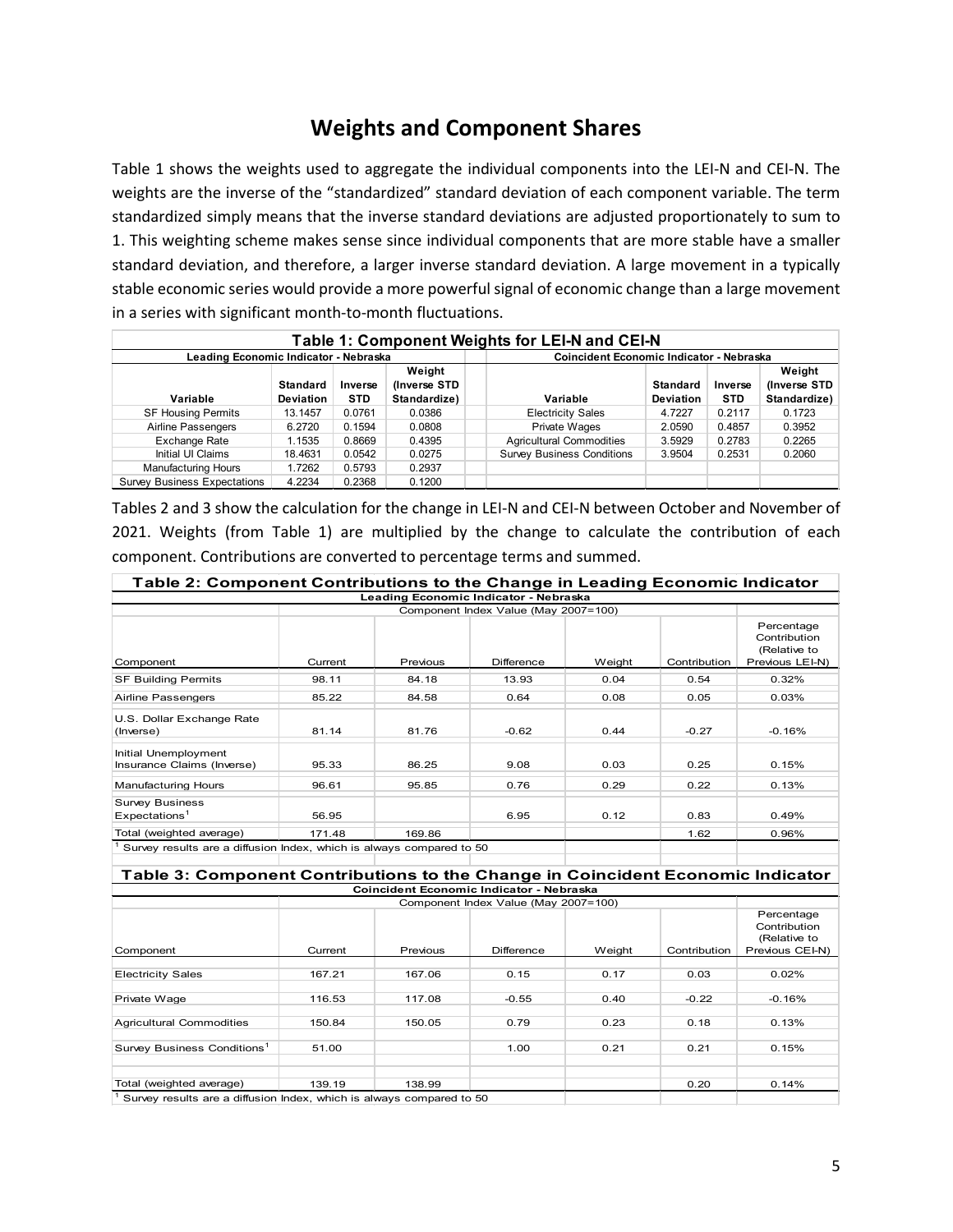## Weights and Component Shares

Table 1 shows the weights used to aggregate the individual components into the LEI-N and CEI-N. The weights are the inverse of the "standardized" standard deviation of each component variable. The term standardized simply means that the inverse standard deviations are adjusted proportionately to sum to 1. This weighting scheme makes sense since individual components that are more stable have a smaller standard deviation, and therefore, a larger inverse standard deviation. A large movement in a typically stable economic series would provide a more powerful signal of economic change than a large movement in a series with significant month-to-month fluctuations.

**Table 1: Component Weights for LEI-N and CEI-N**

| Leading Economic Indicator - Nebraska | | | | | Coincident Economic Indicator - Nebraska | | | |
|---|---|---|---|---|---|---|---|---|
| Variable | Standard Deviation | Inverse STD | Weight (Inverse STD Standardize) | | Variable | Standard Deviation | Inverse STD | Weight (Inverse STD Standardize) |
| SF Housing Permits | 13.1457 | 0.0761 | 0.0386 | | Electricity Sales | 4.7227 | 0.2117 | 0.1723 |
| Airline Passengers | 6.2720 | 0.1594 | 0.0808 | | Private Wages | 2.0590 | 0.4857 | 0.3952 |
| Exchange Rate | 1.1535 | 0.8669 | 0.4395 | | Agricultural Commodities | 3.5929 | 0.2783 | 0.2265 |
| Initial UI Claims | 18.4631 | 0.0542 | 0.0275 | | Survey Business Conditions | 3.9504 | 0.2531 | 0.2060 |
| Manufacturing Hours | 1.7262 | 0.5793 | 0.2937 | | | | | |
| Survey Business Expectations | 4.2234 | 0.2368 | 0.1200 | | | | | |

Tables 2 and 3 show the calculation for the change in LEI-N and CEI-N between October and November of 2021. Weights (from Table 1) are multiplied by the change to calculate the contribution of each component. Contributions are converted to percentage terms and summed.

**Table 2: Component Contributions to the Change in Leading Economic Indicator**

| | Leading Economic Indicator - Nebraska | | | | | |
|---|---|---|---|---|---|---|
| | Component Index Value (May 2007=100) | | | | | |
| Component | Current | Previous | Difference | Weight | Contribution | Percentage Contribution (Relative to Previous LEI-N) |
| SF Building Permits | 98.11 | 84.18 | 13.93 | 0.04 | 0.54 | 0.32% |
| Airline Passengers | 85.22 | 84.58 | 0.64 | 0.08 | 0.05 | 0.03% |
| U.S. Dollar Exchange Rate (Inverse) | 81.14 | 81.76 | -0.62 | 0.44 | -0.27 | -0.16% |
| Initial Unemployment Insurance Claims (Inverse) | 95.33 | 86.25 | 9.08 | 0.03 | 0.25 | 0.15% |
| Manufacturing Hours | 96.61 | 95.85 | 0.76 | 0.29 | 0.22 | 0.13% |
| Survey Business Expectations[1] | 56.95 | | 6.95 | 0.12 | 0.83 | 0.49% |
| Total (weighted average) | 171.48 | 169.86 | | | 1.62 | 0.96% |

[1] Survey results are a diffusion Index, which is always compared to 50

**Table 3: Component Contributions to the Change in Coincident Economic Indicator**

| | Coincident Economic Indicator - Nebraska | | | | | |
|---|---|---|---|---|---|---|
| | Component Index Value (May 2007=100) | | | | | |
| Component | Current | Previous | Difference | Weight | Contribution | Percentage Contribution (Relative to Previous CEI-N) |
| Electricity Sales | 167.21 | 167.06 | 0.15 | 0.17 | 0.03 | 0.02% |
| Private Wage | 116.53 | 117.08 | -0.55 | 0.40 | -0.22 | -0.16% |
| Agricultural Commodities | 150.84 | 150.05 | 0.79 | 0.23 | 0.18 | 0.13% |
| Survey Business Conditions[1] | 51.00 | | 1.00 | 0.21 | 0.21 | 0.15% |
| Total (weighted average) | 139.19 | 138.99 | | | 0.20 | 0.14% |

[1] Survey results are a diffusion Index, which is always compared to 50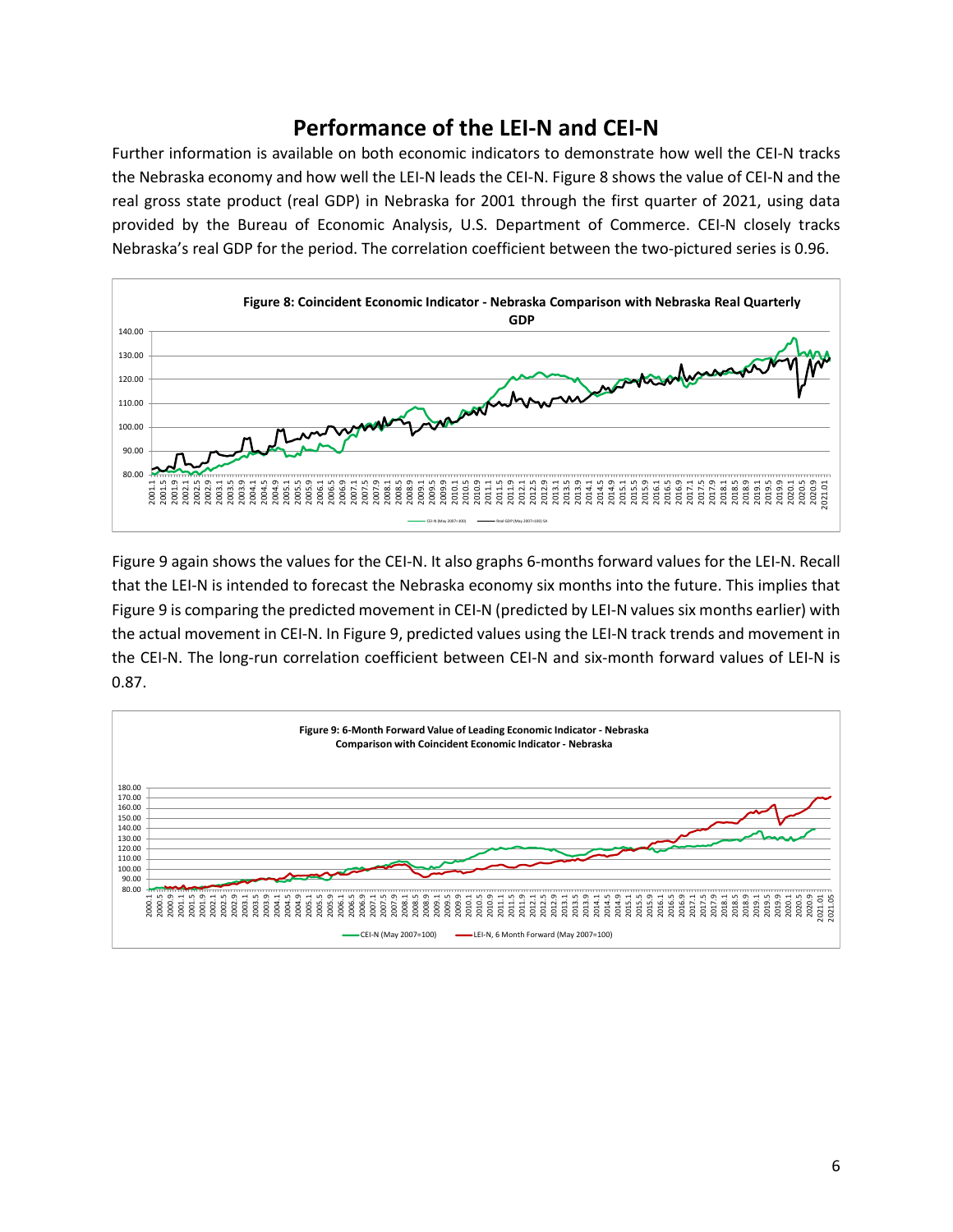# Performance of the LEI-N and CEI-N

Further information is available on both economic indicators to demonstrate how well the CEI-N tracks the Nebraska economy and how well the LEI-N leads the CEI-N. Figure 8 shows the value of CEI-N and the real gross state product (real GDP) in Nebraska for 2001 through the first quarter of 2021, using data provided by the Bureau of Economic Analysis, U.S. Department of Commerce. CEI-N closely tracks Nebraska's real GDP for the period. The correlation coefficient between the two-pictured series is 0.96.

**Figure 8: Coincident Economic Indicator - Nebraska Comparison with Nebraska Real Quarterly GDP**

140.00
130.00
120.00
110.00
100.00
90.00
80.00

2001.1 2001.5 2001.9 2002.1 2002.5 2002.9 2003.1 2003.5 2003.9 2004.1 2004.5 2004.9 2005.1 2005.5 2005.9 2006.1 2006.5 2006.9 2007.1 2007.5 2007.9 2008.1 2008.5 2008.9 2009.1 2009.5 2009.9 2010.1 2010.5 2010.9 2011.1 2011.5 2011.9 2012.1 2012.5 2012.9 2013.1 2013.5 2013.9 2014.1 2014.5 2014.9 2015.1 2015.5 2015.9 2016.1 2016.5 2016.9 2017.1 2017.5 2017.9 2018.1 2018.5 2018.9 2019.1 2019.5 2019.9 2020.1 2020.5 2020.9 2021.01

CEI-N (May 2007=100)
Real GDP (May 2007=100) SA

Figure 9 again shows the values for the CEI-N. It also graphs 6-months forward values for the LEI-N. Recall that the LEI-N is intended to forecast the Nebraska economy six months into the future. This implies that Figure 9 is comparing the predicted movement in CEI-N (predicted by LEI-N values six months earlier) with the actual movement in CEI-N. In Figure 9, predicted values using the LEI-N track trends and movement in the CEI-N. The long-run correlation coefficient between CEI-N and six-month forward values of LEI-N is 0.87.

**Figure 9: 6-Month Forward Value of Leading Economic Indicator - Nebraska Comparison with Coincident Economic Indicator - Nebraska**

180.00
170.00
160.00
150.00
140.00
130.00
120.00
110.00
100.00
90.00
80.00

2000.1 2000.5 2000.9 2001.1 2001.5 2001.9 2002.1 2002.5 2002.9 2003.1 2003.5 2003.9 2004.1 2004.5 2004.9 2005.1 2005.5 2005.9 2006.1 2006.5 2006.9 2007.1 2007.5 2007.9 2008.1 2008.5 2008.9 2009.1 2009.5 2009.9 2010.1 2010.5 2010.9 2011.1 2011.5 2011.9 2012.1 2012.5 2012.9 2013.1 2013.5 2013.9 2014.1 2014.5 2014.9 2015.1 2015.5 2015.9 2016.1 2016.5 2016.9 2017.1 2017.5 2017.9 2018.1 2018.5 2018.9 2019.1 2019.5 2019.9 2020.1 2020.5 2020.9 2021.01 2021.05

CEI-N (May 2007=100)
LEI-N, 6 Month Forward (May 2007=100)